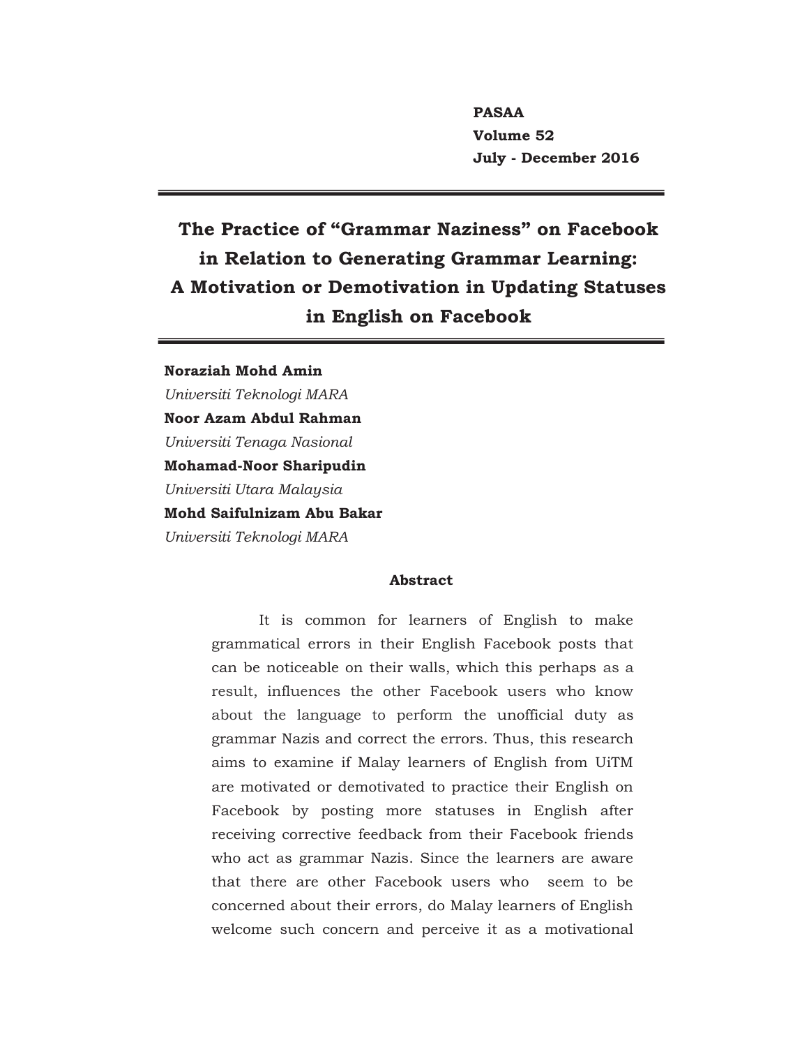# The Practice of "Grammar Naziness" on Facebook in Relation to Generating Grammar Learning: A Motivation or Demotivation in Updating Statuses in English on Facebook

**Noraziah Mohd Amin**
*Universiti Teknologi MARA*
**Noor Azam Abdul Rahman**
*Universiti Tenaga Nasional*
**Mohamad-Noor Sharipudin**
*Universiti Utara Malaysia*
**Mohd Saifulnizam Abu Bakar**
*Universiti Teknologi MARA*

## Abstract

It is common for learners of English to make grammatical errors in their English Facebook posts that can be noticeable on their walls, which this perhaps as a result, influences the other Facebook users who know about the language to perform the unofficial duty as grammar Nazis and correct the errors. Thus, this research aims to examine if Malay learners of English from UiTM are motivated or demotivated to practice their English on Facebook by posting more statuses in English after receiving corrective feedback from their Facebook friends who act as grammar Nazis. Since the learners are aware that there are other Facebook users who seem to be concerned about their errors, do Malay learners of English welcome such concern and perceive it as a motivational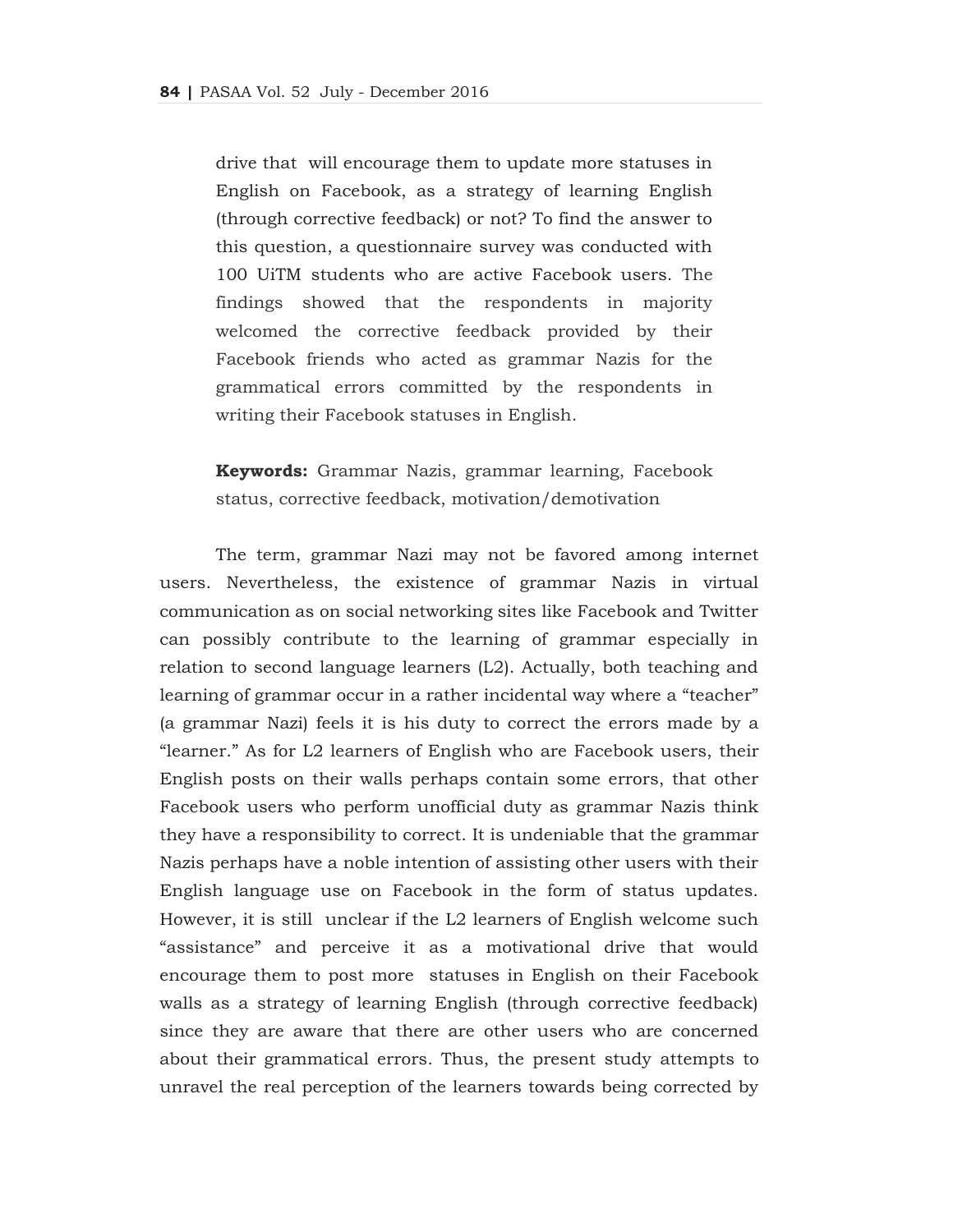drive that will encourage them to update more statuses in English on Facebook, as a strategy of learning English (through corrective feedback) or not? To find the answer to this question, a questionnaire survey was conducted with 100 UiTM students who are active Facebook users. The findings showed that the respondents in majority welcomed the corrective feedback provided by their Facebook friends who acted as grammar Nazis for the grammatical errors committed by the respondents in writing their Facebook statuses in English.

**Keywords:** Grammar Nazis, grammar learning, Facebook status, corrective feedback, motivation/demotivation

The term, grammar Nazi may not be favored among internet users. Nevertheless, the existence of grammar Nazis in virtual communication as on social networking sites like Facebook and Twitter can possibly contribute to the learning of grammar especially in relation to second language learners (L2). Actually, both teaching and learning of grammar occur in a rather incidental way where a "teacher" (a grammar Nazi) feels it is his duty to correct the errors made by a "learner." As for L2 learners of English who are Facebook users, their English posts on their walls perhaps contain some errors, that other Facebook users who perform unofficial duty as grammar Nazis think they have a responsibility to correct. It is undeniable that the grammar Nazis perhaps have a noble intention of assisting other users with their English language use on Facebook in the form of status updates. However, it is still unclear if the L2 learners of English welcome such "assistance" and perceive it as a motivational drive that would encourage them to post more statuses in English on their Facebook walls as a strategy of learning English (through corrective feedback) since they are aware that there are other users who are concerned about their grammatical errors. Thus, the present study attempts to unravel the real perception of the learners towards being corrected by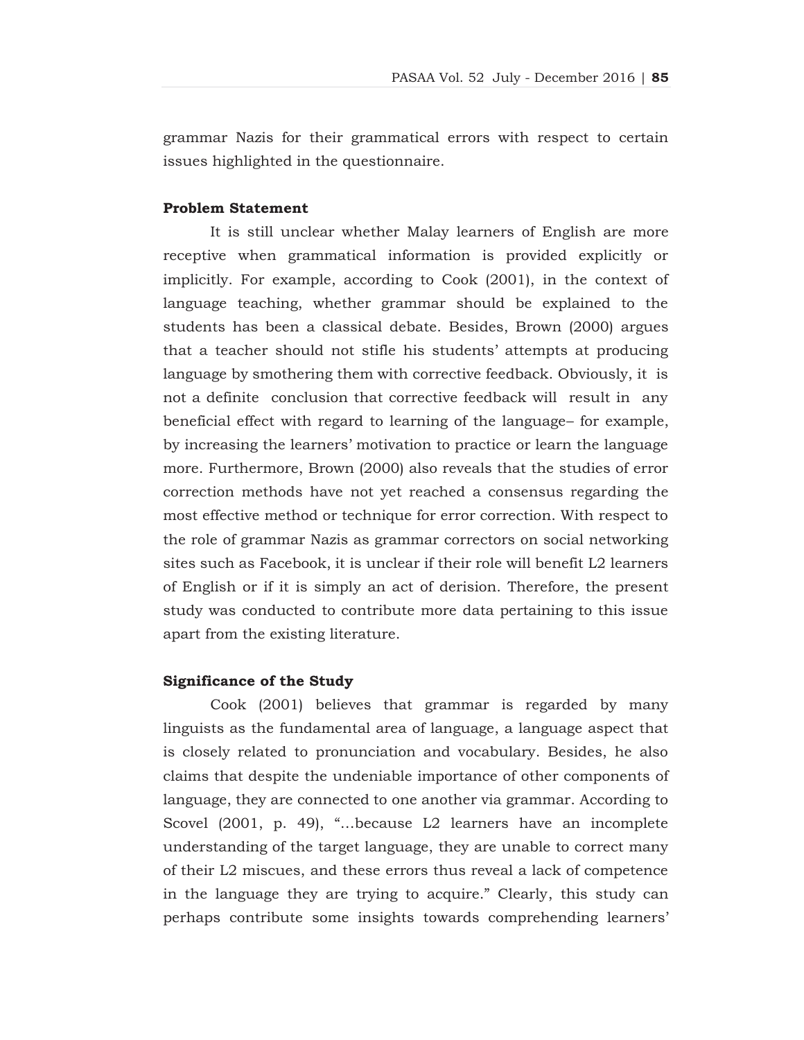grammar Nazis for their grammatical errors with respect to certain issues highlighted in the questionnaire.

**Problem Statement**

It is still unclear whether Malay learners of English are more receptive when grammatical information is provided explicitly or implicitly. For example, according to Cook (2001), in the context of language teaching, whether grammar should be explained to the students has been a classical debate. Besides, Brown (2000) argues that a teacher should not stifle his students' attempts at producing language by smothering them with corrective feedback. Obviously, it is not a definite conclusion that corrective feedback will result in any beneficial effect with regard to learning of the language– for example, by increasing the learners' motivation to practice or learn the language more. Furthermore, Brown (2000) also reveals that the studies of error correction methods have not yet reached a consensus regarding the most effective method or technique for error correction. With respect to the role of grammar Nazis as grammar correctors on social networking sites such as Facebook, it is unclear if their role will benefit L2 learners of English or if it is simply an act of derision. Therefore, the present study was conducted to contribute more data pertaining to this issue apart from the existing literature.

**Significance of the Study**

Cook (2001) believes that grammar is regarded by many linguists as the fundamental area of language, a language aspect that is closely related to pronunciation and vocabulary. Besides, he also claims that despite the undeniable importance of other components of language, they are connected to one another via grammar. According to Scovel (2001, p. 49), "…because L2 learners have an incomplete understanding of the target language, they are unable to correct many of their L2 miscues, and these errors thus reveal a lack of competence in the language they are trying to acquire." Clearly, this study can perhaps contribute some insights towards comprehending learners'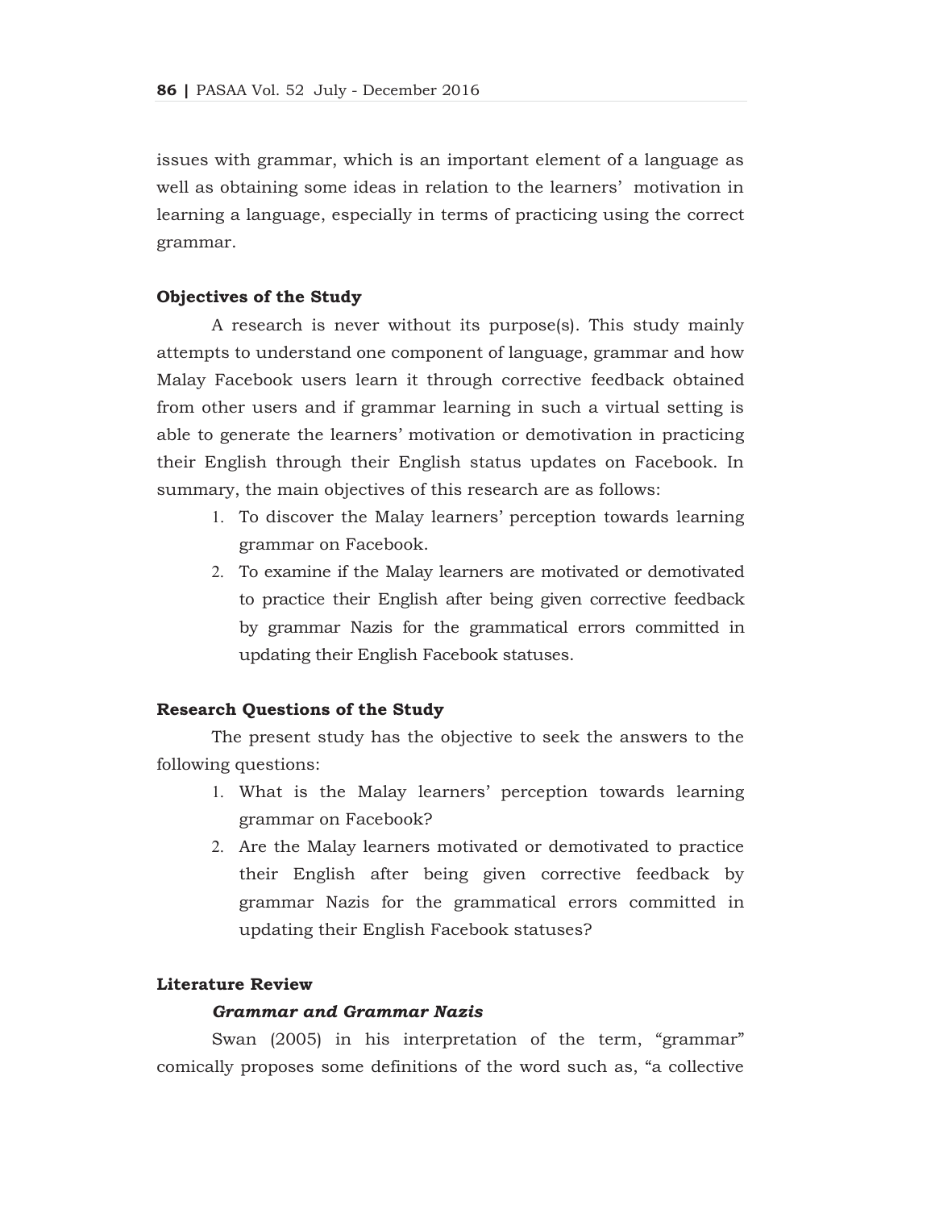issues with grammar, which is an important element of a language as well as obtaining some ideas in relation to the learners' motivation in learning a language, especially in terms of practicing using the correct grammar.

### Objectives of the Study

A research is never without its purpose(s). This study mainly attempts to understand one component of language, grammar and how Malay Facebook users learn it through corrective feedback obtained from other users and if grammar learning in such a virtual setting is able to generate the learners' motivation or demotivation in practicing their English through their English status updates on Facebook. In summary, the main objectives of this research are as follows:

1. To discover the Malay learners' perception towards learning grammar on Facebook.
2. To examine if the Malay learners are motivated or demotivated to practice their English after being given corrective feedback by grammar Nazis for the grammatical errors committed in updating their English Facebook statuses.

### Research Questions of the Study

The present study has the objective to seek the answers to the following questions:

1. What is the Malay learners' perception towards learning grammar on Facebook?
2. Are the Malay learners motivated or demotivated to practice their English after being given corrective feedback by grammar Nazis for the grammatical errors committed in updating their English Facebook statuses?

### Literature Review

#### *Grammar and Grammar Nazis*

Swan (2005) in his interpretation of the term, "grammar" comically proposes some definitions of the word such as, "a collective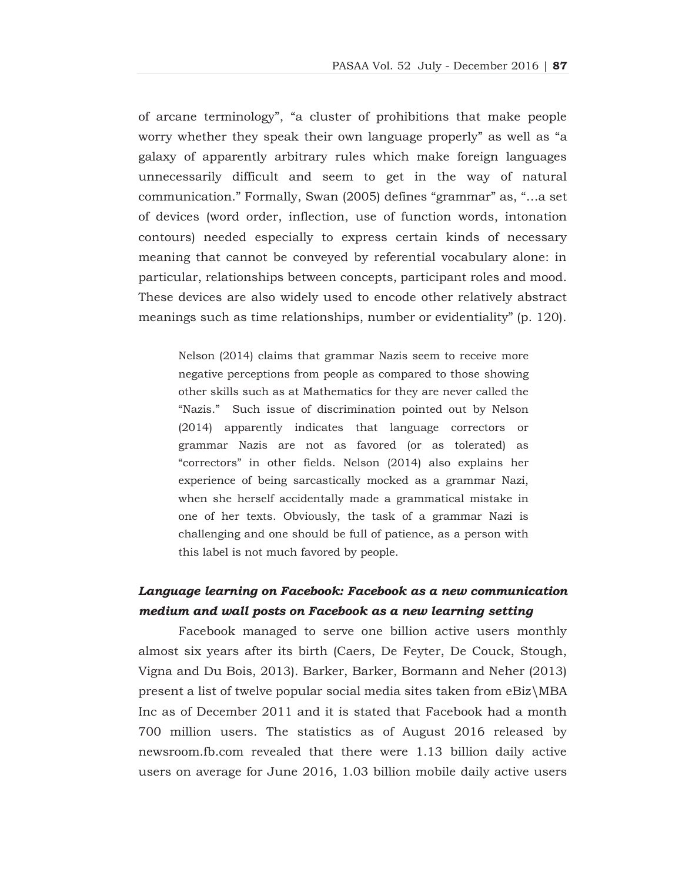of arcane terminology", "a cluster of prohibitions that make people worry whether they speak their own language properly" as well as "a galaxy of apparently arbitrary rules which make foreign languages unnecessarily difficult and seem to get in the way of natural communication." Formally, Swan (2005) defines "grammar" as, "…a set of devices (word order, inflection, use of function words, intonation contours) needed especially to express certain kinds of necessary meaning that cannot be conveyed by referential vocabulary alone: in particular, relationships between concepts, participant roles and mood. These devices are also widely used to encode other relatively abstract meanings such as time relationships, number or evidentiality" (p. 120).

> Nelson (2014) claims that grammar Nazis seem to receive more negative perceptions from people as compared to those showing other skills such as at Mathematics for they are never called the "Nazis." Such issue of discrimination pointed out by Nelson (2014) apparently indicates that language correctors or grammar Nazis are not as favored (or as tolerated) as "correctors" in other fields. Nelson (2014) also explains her experience of being sarcastically mocked as a grammar Nazi, when she herself accidentally made a grammatical mistake in one of her texts. Obviously, the task of a grammar Nazi is challenging and one should be full of patience, as a person with this label is not much favored by people.

### ***Language learning on Facebook: Facebook as a new communication medium and wall posts on Facebook as a new learning setting***

Facebook managed to serve one billion active users monthly almost six years after its birth (Caers, De Feyter, De Couck, Stough, Vigna and Du Bois, 2013). Barker, Barker, Bormann and Neher (2013) present a list of twelve popular social media sites taken from eBiz\MBA Inc as of December 2011 and it is stated that Facebook had a month 700 million users. The statistics as of August 2016 released by newsroom.fb.com revealed that there were 1.13 billion daily active users on average for June 2016, 1.03 billion mobile daily active users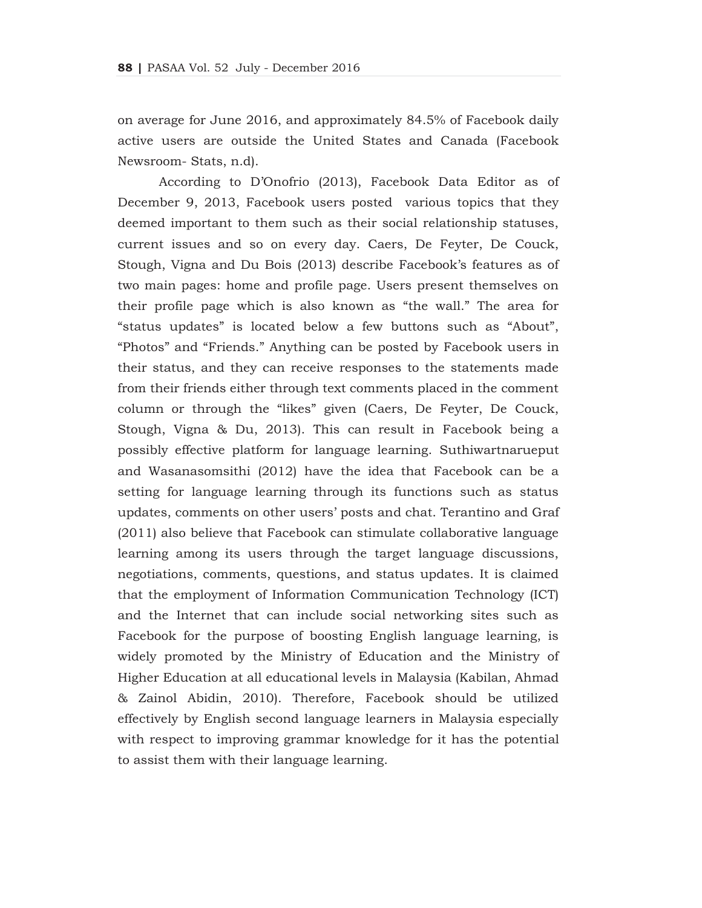on average for June 2016, and approximately 84.5% of Facebook daily active users are outside the United States and Canada (Facebook Newsroom- Stats, n.d).

According to D'Onofrio (2013), Facebook Data Editor as of December 9, 2013, Facebook users posted various topics that they deemed important to them such as their social relationship statuses, current issues and so on every day. Caers, De Feyter, De Couck, Stough, Vigna and Du Bois (2013) describe Facebook's features as of two main pages: home and profile page. Users present themselves on their profile page which is also known as "the wall." The area for "status updates" is located below a few buttons such as "About", "Photos" and "Friends." Anything can be posted by Facebook users in their status, and they can receive responses to the statements made from their friends either through text comments placed in the comment column or through the "likes" given (Caers, De Feyter, De Couck, Stough, Vigna & Du, 2013). This can result in Facebook being a possibly effective platform for language learning. Suthiwartnarueput and Wasanasomsithi (2012) have the idea that Facebook can be a setting for language learning through its functions such as status updates, comments on other users' posts and chat. Terantino and Graf (2011) also believe that Facebook can stimulate collaborative language learning among its users through the target language discussions, negotiations, comments, questions, and status updates. It is claimed that the employment of Information Communication Technology (ICT) and the Internet that can include social networking sites such as Facebook for the purpose of boosting English language learning, is widely promoted by the Ministry of Education and the Ministry of Higher Education at all educational levels in Malaysia (Kabilan, Ahmad & Zainol Abidin, 2010). Therefore, Facebook should be utilized effectively by English second language learners in Malaysia especially with respect to improving grammar knowledge for it has the potential to assist them with their language learning.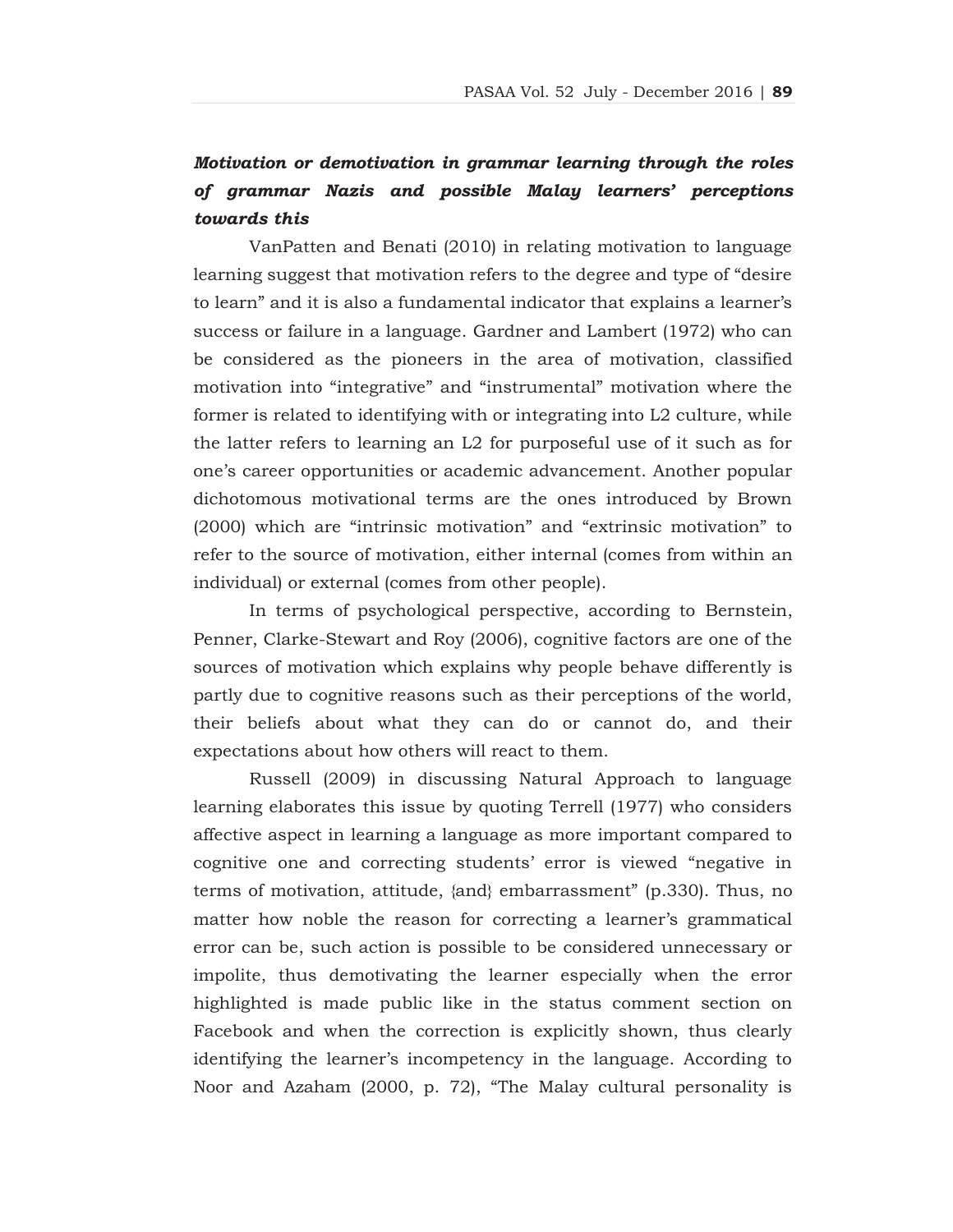***Motivation or demotivation in grammar learning through the roles of grammar Nazis and possible Malay learners' perceptions towards this***

VanPatten and Benati (2010) in relating motivation to language learning suggest that motivation refers to the degree and type of "desire to learn" and it is also a fundamental indicator that explains a learner's success or failure in a language. Gardner and Lambert (1972) who can be considered as the pioneers in the area of motivation, classified motivation into "integrative" and "instrumental" motivation where the former is related to identifying with or integrating into L2 culture, while the latter refers to learning an L2 for purposeful use of it such as for one's career opportunities or academic advancement. Another popular dichotomous motivational terms are the ones introduced by Brown (2000) which are "intrinsic motivation" and "extrinsic motivation" to refer to the source of motivation, either internal (comes from within an individual) or external (comes from other people).

In terms of psychological perspective, according to Bernstein, Penner, Clarke-Stewart and Roy (2006), cognitive factors are one of the sources of motivation which explains why people behave differently is partly due to cognitive reasons such as their perceptions of the world, their beliefs about what they can do or cannot do, and their expectations about how others will react to them.

Russell (2009) in discussing Natural Approach to language learning elaborates this issue by quoting Terrell (1977) who considers affective aspect in learning a language as more important compared to cognitive one and correcting students' error is viewed "negative in terms of motivation, attitude, {and} embarrassment" (p.330). Thus, no matter how noble the reason for correcting a learner's grammatical error can be, such action is possible to be considered unnecessary or impolite, thus demotivating the learner especially when the error highlighted is made public like in the status comment section on Facebook and when the correction is explicitly shown, thus clearly identifying the learner's incompetency in the language. According to Noor and Azaham (2000, p. 72), "The Malay cultural personality is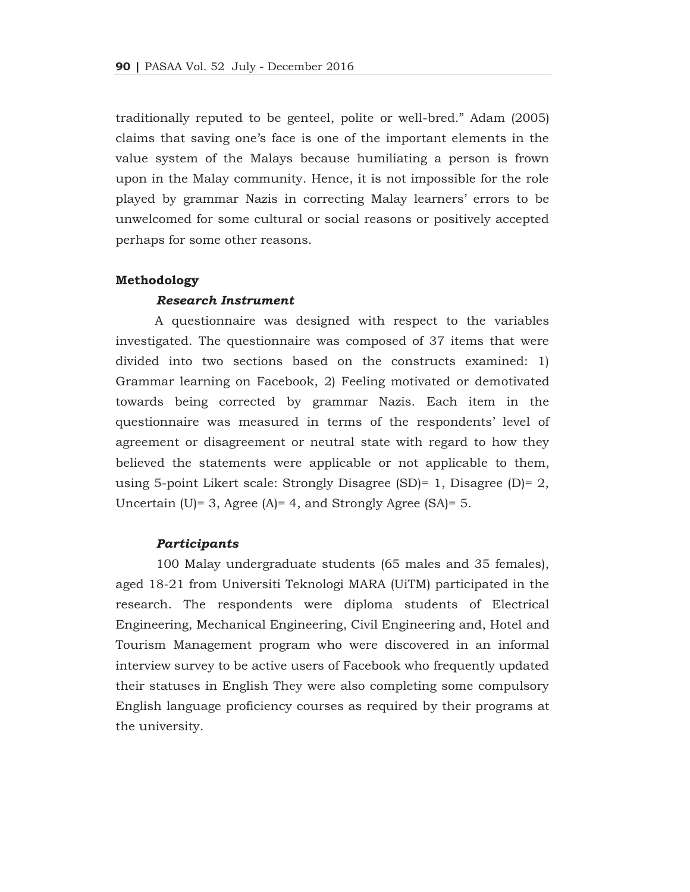traditionally reputed to be genteel, polite or well-bred." Adam (2005) claims that saving one's face is one of the important elements in the value system of the Malays because humiliating a person is frown upon in the Malay community. Hence, it is not impossible for the role played by grammar Nazis in correcting Malay learners' errors to be unwelcomed for some cultural or social reasons or positively accepted perhaps for some other reasons.

## Methodology

### *Research Instrument*

A questionnaire was designed with respect to the variables investigated. The questionnaire was composed of 37 items that were divided into two sections based on the constructs examined: 1) Grammar learning on Facebook, 2) Feeling motivated or demotivated towards being corrected by grammar Nazis. Each item in the questionnaire was measured in terms of the respondents' level of agreement or disagreement or neutral state with regard to how they believed the statements were applicable or not applicable to them, using 5-point Likert scale: Strongly Disagree (SD)= 1, Disagree (D)= 2, Uncertain (U)= 3, Agree (A)= 4, and Strongly Agree (SA)= 5.

### *Participants*

100 Malay undergraduate students (65 males and 35 females), aged 18-21 from Universiti Teknologi MARA (UiTM) participated in the research. The respondents were diploma students of Electrical Engineering, Mechanical Engineering, Civil Engineering and, Hotel and Tourism Management program who were discovered in an informal interview survey to be active users of Facebook who frequently updated their statuses in English They were also completing some compulsory English language proficiency courses as required by their programs at the university.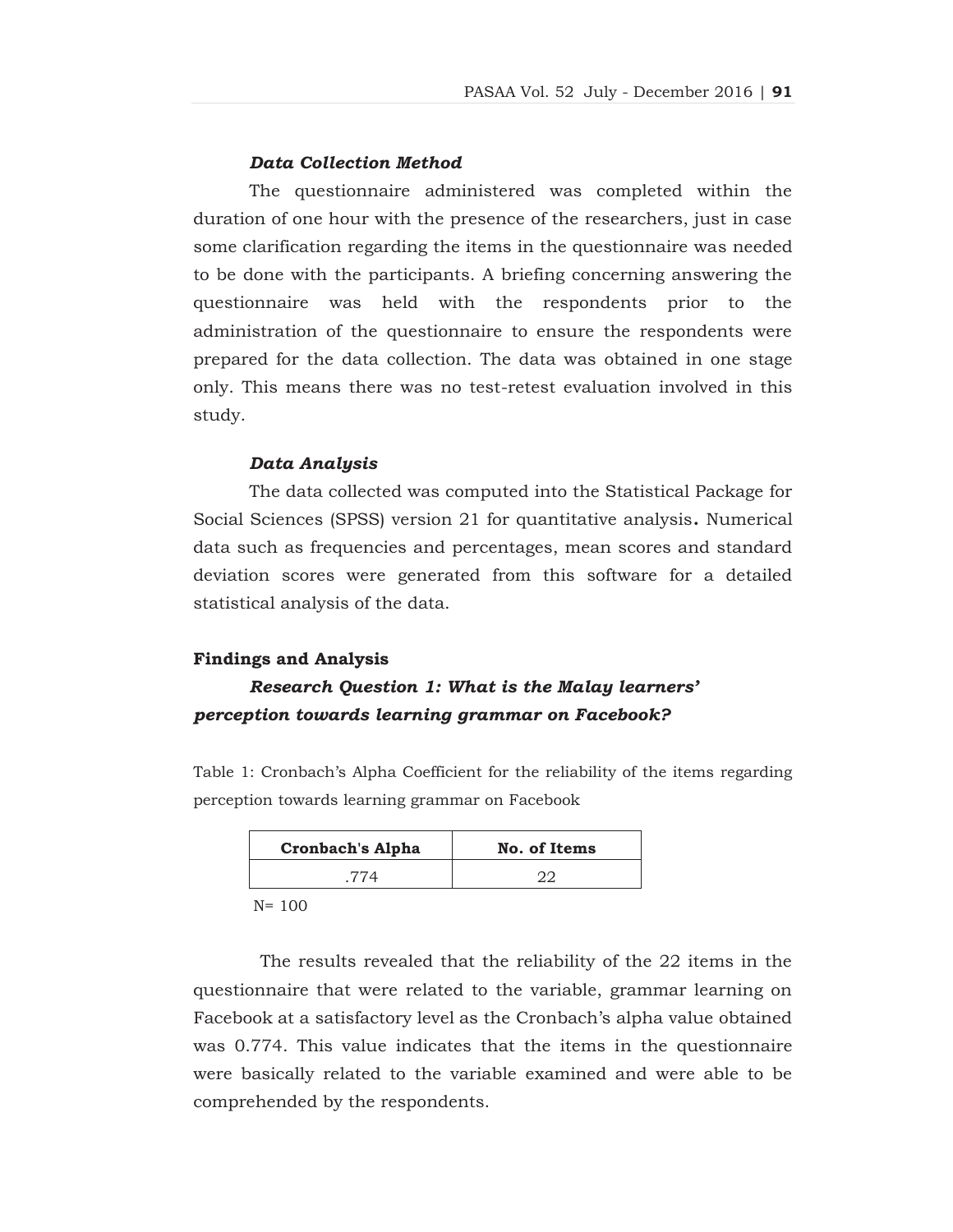### *Data Collection Method*

The questionnaire administered was completed within the duration of one hour with the presence of the researchers, just in case some clarification regarding the items in the questionnaire was needed to be done with the participants. A briefing concerning answering the questionnaire was held with the respondents prior to the administration of the questionnaire to ensure the respondents were prepared for the data collection. The data was obtained in one stage only. This means there was no test-retest evaluation involved in this study.

### *Data Analysis*

The data collected was computed into the Statistical Package for Social Sciences (SPSS) version 21 for quantitative analysis**.** Numerical data such as frequencies and percentages, mean scores and standard deviation scores were generated from this software for a detailed statistical analysis of the data.

## Findings and Analysis

### *Research Question 1: What is the Malay learners' perception towards learning grammar on Facebook?*

Table 1: Cronbach's Alpha Coefficient for the reliability of the items regarding perception towards learning grammar on Facebook

| Cronbach's Alpha | No. of Items |
|---|---|
| .774 | 22 |

N= 100

The results revealed that the reliability of the 22 items in the questionnaire that were related to the variable, grammar learning on Facebook at a satisfactory level as the Cronbach's alpha value obtained was 0.774. This value indicates that the items in the questionnaire were basically related to the variable examined and were able to be comprehended by the respondents.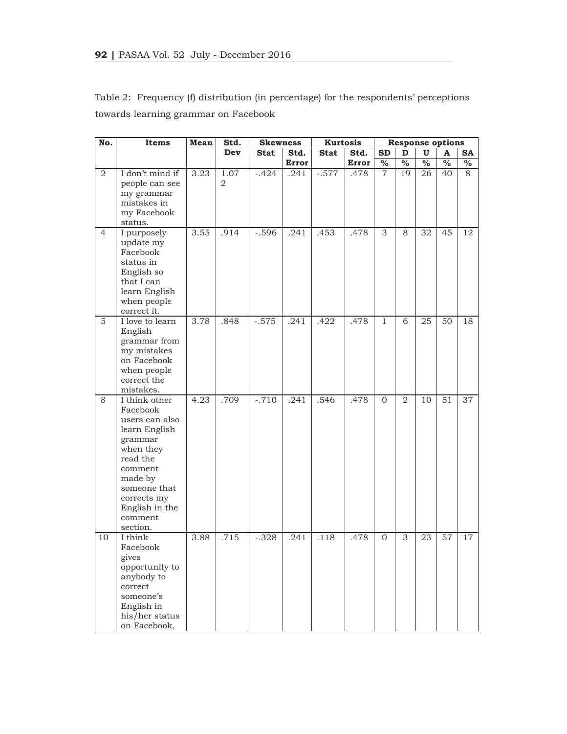Table 2: Frequency (f) distribution (in percentage) for the respondents' perceptions towards learning grammar on Facebook

| No. | Items | Mean | Std. Dev | Skewness | | Kurtosis | | Response options | | | | |
|---|---|---|---|---|---|---|---|---|---|---|---|---|
| | | | | Stat | Std. Error | Stat | Std. Error | SD % | D % | U % | A % | SA % |
| 2 | I don't mind if people can see my grammar mistakes in my Facebook status. | 3.23 | 1.072 | -.424 | .241 | -.577 | .478 | 7 | 19 | 26 | 40 | 8 |
| 4 | I purposely update my Facebook status in English so that I can learn English when people correct it. | 3.55 | .914 | -.596 | .241 | .453 | .478 | 3 | 8 | 32 | 45 | 12 |
| 5 | I love to learn English grammar from my mistakes on Facebook when people correct the mistakes. | 3.78 | .848 | -.575 | .241 | .422 | .478 | 1 | 6 | 25 | 50 | 18 |
| 8 | I think other Facebook users can also learn English grammar when they read the comment made by someone that corrects my English in the comment section. | 4.23 | .709 | -.710 | .241 | .546 | .478 | 0 | 2 | 10 | 51 | 37 |
| 10 | I think Facebook gives opportunity to anybody to correct someone's English in his/her status on Facebook. | 3.88 | .715 | -.328 | .241 | .118 | .478 | 0 | 3 | 23 | 57 | 17 |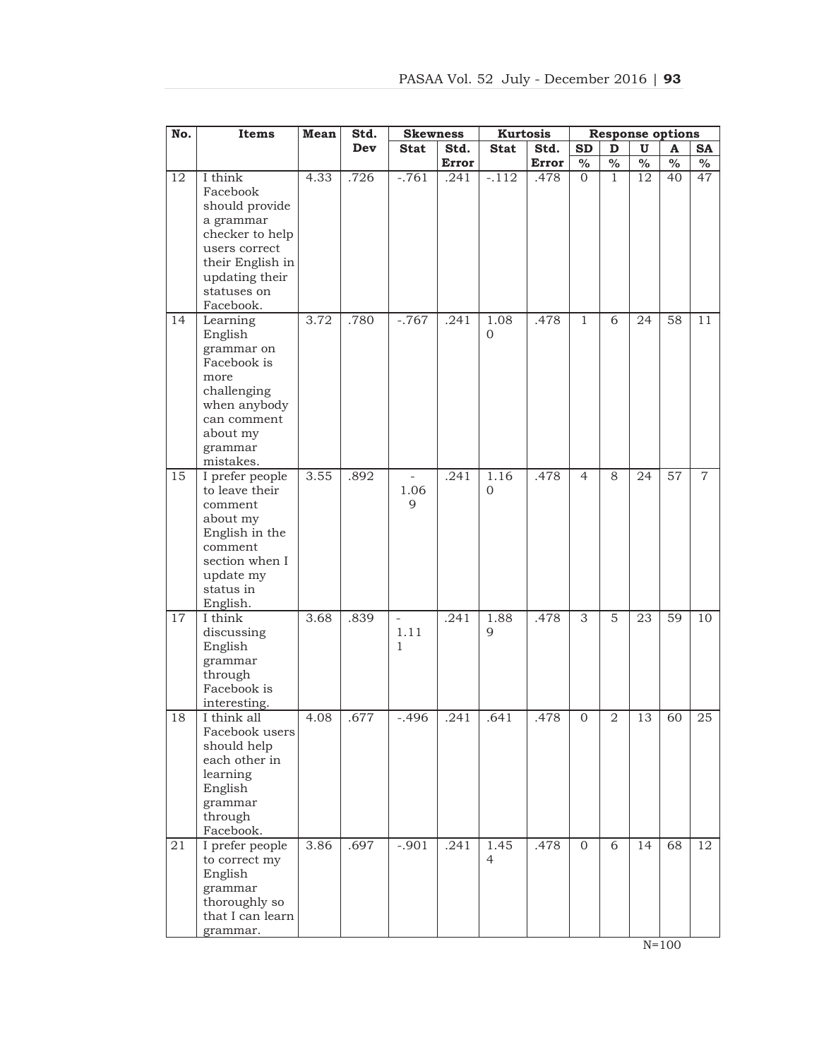| No. | Items | Mean | Std. Dev | Skewness | | Kurtosis | | Response options | | | | |
|---|---|---|---|---|---|---|---|---|---|---|---|---|
| | | | | Stat | Std. Error | Stat | Std. Error | SD % | D % | U % | A % | SA % |
| 12 | I think Facebook should provide a grammar checker to help users correct their English in updating their statuses on Facebook. | 4.33 | .726 | -.761 | .241 | -.112 | .478 | 0 | 1 | 12 | 40 | 47 |
| 14 | Learning English grammar on Facebook is more challenging when anybody can comment about my grammar mistakes. | 3.72 | .780 | -.767 | .241 | 1.080 | .478 | 1 | 6 | 24 | 58 | 11 |
| 15 | I prefer people to leave their comment about my English in the comment section when I update my status in English. | 3.55 | .892 | -1.069 | .241 | 1.160 | .478 | 4 | 8 | 24 | 57 | 7 |
| 17 | I think discussing English grammar through Facebook is interesting. | 3.68 | .839 | -1.111 | .241 | 1.889 | .478 | 3 | 5 | 23 | 59 | 10 |
| 18 | I think all Facebook users should help each other in learning English grammar through Facebook. | 4.08 | .677 | -.496 | .241 | .641 | .478 | 0 | 2 | 13 | 60 | 25 |
| 21 | I prefer people to correct my English grammar thoroughly so that I can learn grammar. | 3.86 | .697 | -.901 | .241 | 1.454 | .478 | 0 | 6 | 14 | 68 | 12 |

N=100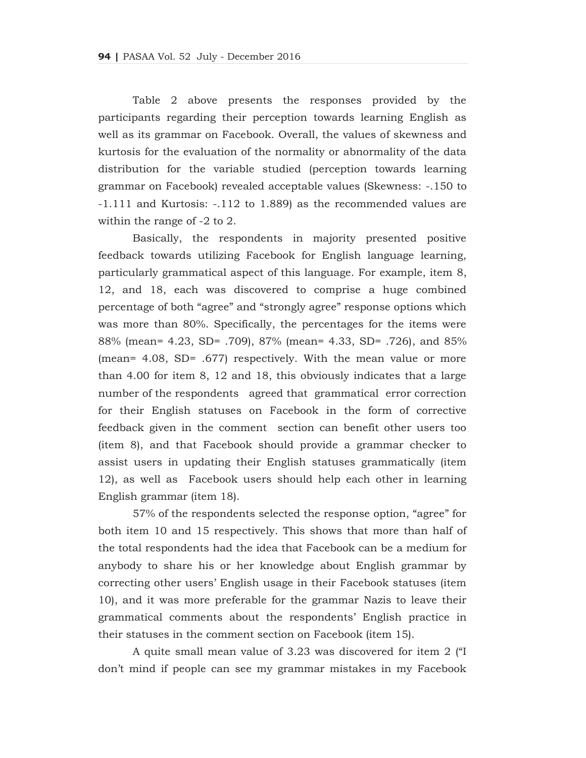Table 2 above presents the responses provided by the participants regarding their perception towards learning English as well as its grammar on Facebook. Overall, the values of skewness and kurtosis for the evaluation of the normality or abnormality of the data distribution for the variable studied (perception towards learning grammar on Facebook) revealed acceptable values (Skewness: -.150 to -1.111 and Kurtosis: -.112 to 1.889) as the recommended values are within the range of -2 to 2.

Basically, the respondents in majority presented positive feedback towards utilizing Facebook for English language learning, particularly grammatical aspect of this language. For example, item 8, 12, and 18, each was discovered to comprise a huge combined percentage of both "agree" and "strongly agree" response options which was more than 80%. Specifically, the percentages for the items were 88% (mean= 4.23, SD= .709), 87% (mean= 4.33, SD= .726), and 85% (mean= 4.08, SD= .677) respectively. With the mean value or more than 4.00 for item 8, 12 and 18, this obviously indicates that a large number of the respondents agreed that grammatical error correction for their English statuses on Facebook in the form of corrective feedback given in the comment section can benefit other users too (item 8), and that Facebook should provide a grammar checker to assist users in updating their English statuses grammatically (item 12), as well as Facebook users should help each other in learning English grammar (item 18).

57% of the respondents selected the response option, "agree" for both item 10 and 15 respectively. This shows that more than half of the total respondents had the idea that Facebook can be a medium for anybody to share his or her knowledge about English grammar by correcting other users' English usage in their Facebook statuses (item 10), and it was more preferable for the grammar Nazis to leave their grammatical comments about the respondents' English practice in their statuses in the comment section on Facebook (item 15).

A quite small mean value of 3.23 was discovered for item 2 ("I don't mind if people can see my grammar mistakes in my Facebook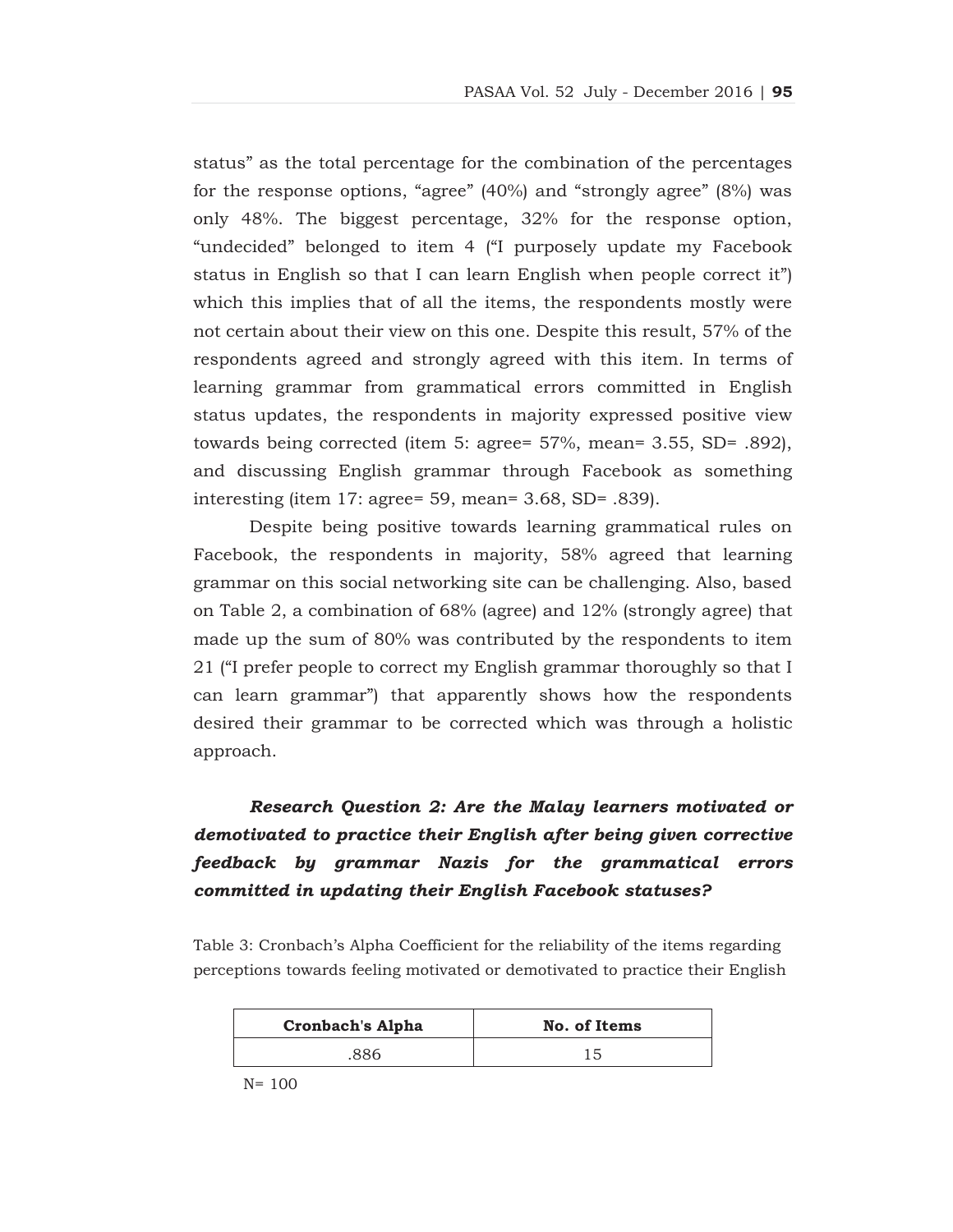status" as the total percentage for the combination of the percentages for the response options, "agree" (40%) and "strongly agree" (8%) was only 48%. The biggest percentage, 32% for the response option, "undecided" belonged to item 4 ("I purposely update my Facebook status in English so that I can learn English when people correct it") which this implies that of all the items, the respondents mostly were not certain about their view on this one. Despite this result, 57% of the respondents agreed and strongly agreed with this item. In terms of learning grammar from grammatical errors committed in English status updates, the respondents in majority expressed positive view towards being corrected (item 5: agree= 57%, mean= 3.55, SD= .892), and discussing English grammar through Facebook as something interesting (item 17: agree= 59, mean= 3.68, SD= .839).

Despite being positive towards learning grammatical rules on Facebook, the respondents in majority, 58% agreed that learning grammar on this social networking site can be challenging. Also, based on Table 2, a combination of 68% (agree) and 12% (strongly agree) that made up the sum of 80% was contributed by the respondents to item 21 ("I prefer people to correct my English grammar thoroughly so that I can learn grammar") that apparently shows how the respondents desired their grammar to be corrected which was through a holistic approach.

***Research Question 2: Are the Malay learners motivated or demotivated to practice their English after being given corrective feedback by grammar Nazis for the grammatical errors committed in updating their English Facebook statuses?***

Table 3: Cronbach's Alpha Coefficient for the reliability of the items regarding perceptions towards feeling motivated or demotivated to practice their English

| Cronbach's Alpha | No. of Items |
|---|---|
| .886 | 15 |

N= 100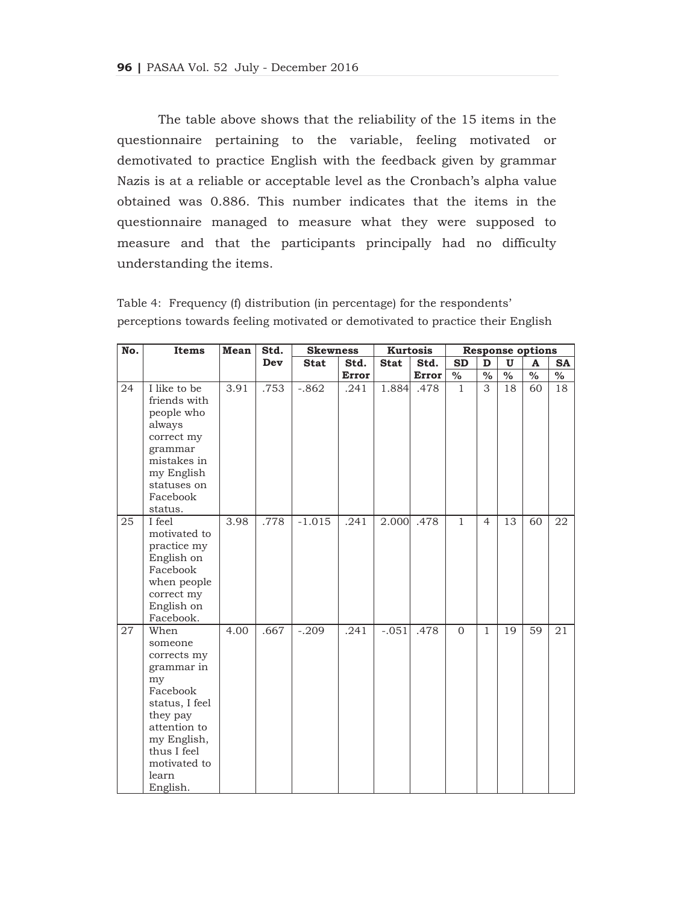The table above shows that the reliability of the 15 items in the questionnaire pertaining to the variable, feeling motivated or demotivated to practice English with the feedback given by grammar Nazis is at a reliable or acceptable level as the Cronbach's alpha value obtained was 0.886. This number indicates that the items in the questionnaire managed to measure what they were supposed to measure and that the participants principally had no difficulty understanding the items.

Table 4: Frequency (f) distribution (in percentage) for the respondents' perceptions towards feeling motivated or demotivated to practice their English

| No. | Items | Mean | Std. Dev | Skewness | | Kurtosis | | Response options | | | | |
|---|---|---|---|---|---|---|---|---|---|---|---|---|
| | | | | Stat | Std. Error | Stat | Std. Error | SD % | D % | U % | A % | SA % |
| 24 | I like to be friends with people who always correct my grammar mistakes in my English statuses on Facebook status. | 3.91 | .753 | -.862 | .241 | 1.884 | .478 | 1 | 3 | 18 | 60 | 18 |
| 25 | I feel motivated to practice my English on Facebook when people correct my English on Facebook. | 3.98 | .778 | -1.015 | .241 | 2.000 | .478 | 1 | 4 | 13 | 60 | 22 |
| 27 | When someone corrects my grammar in my Facebook status, I feel they pay attention to my English, thus I feel motivated to learn English. | 4.00 | .667 | -.209 | .241 | -.051 | .478 | 0 | 1 | 19 | 59 | 21 |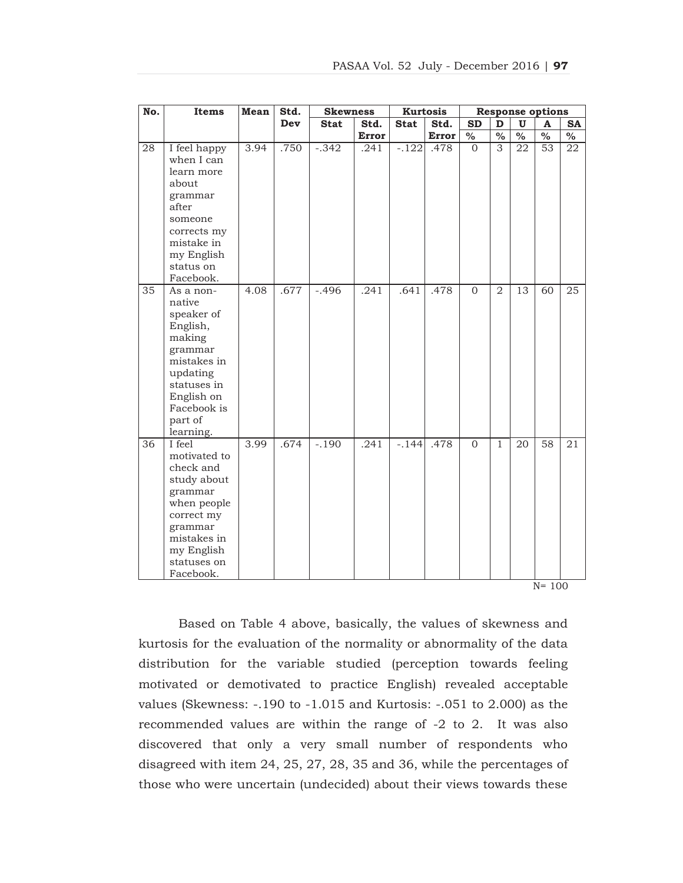| No. | Items | Mean | Std. Dev | Skewness | | Kurtosis | | Response options | | | | |
|---|---|---|---|---|---|---|---|---|---|---|---|---|
| | | | | Stat | Std. Error | Stat | Std. Error | SD % | D % | U % | A % | SA % |
| 28 | I feel happy when I can learn more about grammar after someone corrects my mistake in my English status on Facebook. | 3.94 | .750 | -.342 | .241 | -.122 | .478 | 0 | 3 | 22 | 53 | 22 |
| 35 | As a non-native speaker of English, making grammar mistakes in updating statuses in English on Facebook is part of learning. | 4.08 | .677 | -.496 | .241 | .641 | .478 | 0 | 2 | 13 | 60 | 25 |
| 36 | I feel motivated to check and study about grammar when people correct my grammar mistakes in my English statuses on Facebook. | 3.99 | .674 | -.190 | .241 | -.144 | .478 | 0 | 1 | 20 | 58 | 21 |

N= 100

Based on Table 4 above, basically, the values of skewness and kurtosis for the evaluation of the normality or abnormality of the data distribution for the variable studied (perception towards feeling motivated or demotivated to practice English) revealed acceptable values (Skewness: -.190 to -1.015 and Kurtosis: -.051 to 2.000) as the recommended values are within the range of -2 to 2. It was also discovered that only a very small number of respondents who disagreed with item 24, 25, 27, 28, 35 and 36, while the percentages of those who were uncertain (undecided) about their views towards these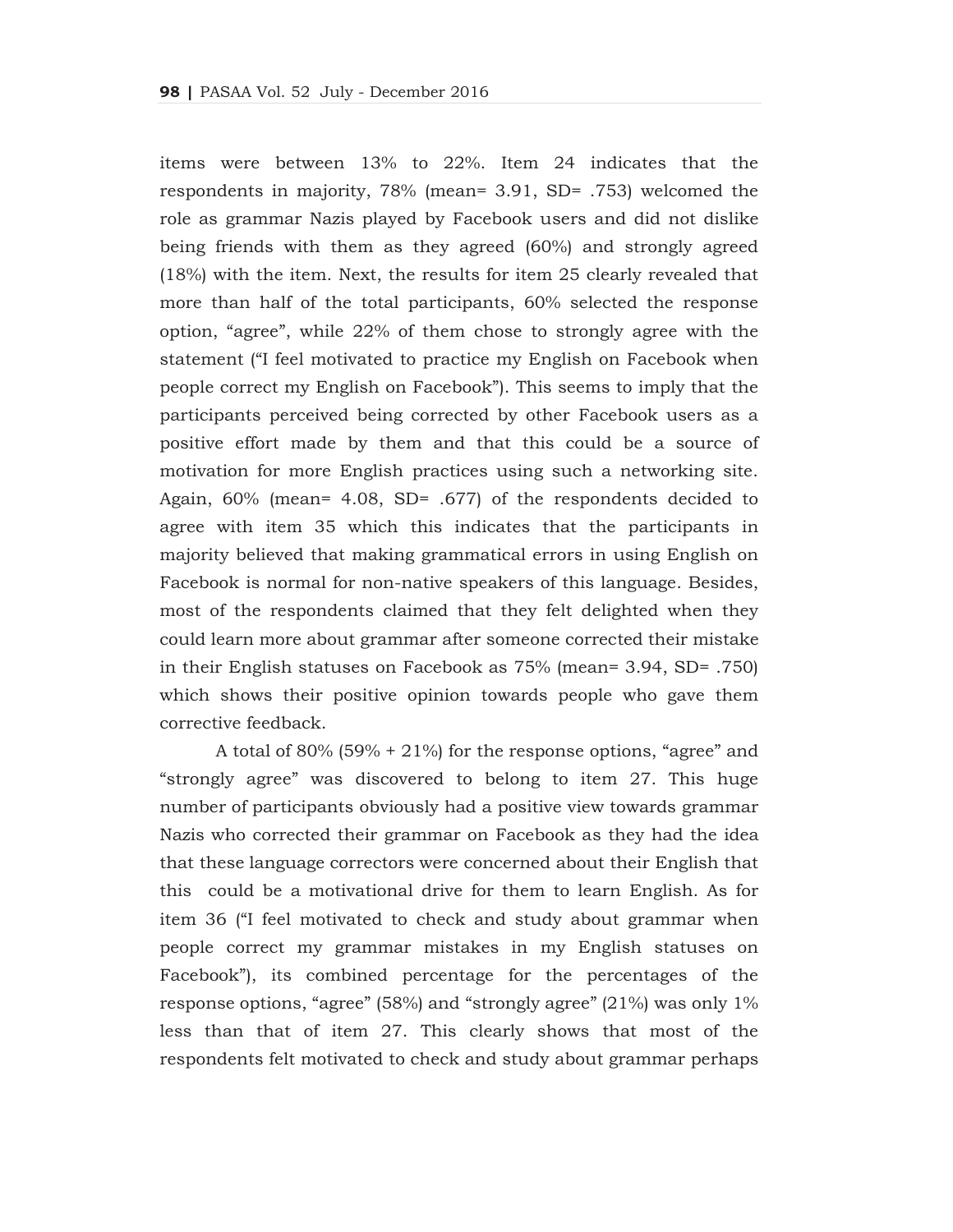items were between 13% to 22%. Item 24 indicates that the respondents in majority, 78% (mean= 3.91, SD= .753) welcomed the role as grammar Nazis played by Facebook users and did not dislike being friends with them as they agreed (60%) and strongly agreed (18%) with the item. Next, the results for item 25 clearly revealed that more than half of the total participants, 60% selected the response option, "agree", while 22% of them chose to strongly agree with the statement ("I feel motivated to practice my English on Facebook when people correct my English on Facebook"). This seems to imply that the participants perceived being corrected by other Facebook users as a positive effort made by them and that this could be a source of motivation for more English practices using such a networking site. Again, 60% (mean= 4.08, SD= .677) of the respondents decided to agree with item 35 which this indicates that the participants in majority believed that making grammatical errors in using English on Facebook is normal for non-native speakers of this language. Besides, most of the respondents claimed that they felt delighted when they could learn more about grammar after someone corrected their mistake in their English statuses on Facebook as 75% (mean= 3.94, SD= .750) which shows their positive opinion towards people who gave them corrective feedback.

A total of 80% (59% + 21%) for the response options, "agree" and "strongly agree" was discovered to belong to item 27. This huge number of participants obviously had a positive view towards grammar Nazis who corrected their grammar on Facebook as they had the idea that these language correctors were concerned about their English that this could be a motivational drive for them to learn English. As for item 36 ("I feel motivated to check and study about grammar when people correct my grammar mistakes in my English statuses on Facebook"), its combined percentage for the percentages of the response options, "agree" (58%) and "strongly agree" (21%) was only 1% less than that of item 27. This clearly shows that most of the respondents felt motivated to check and study about grammar perhaps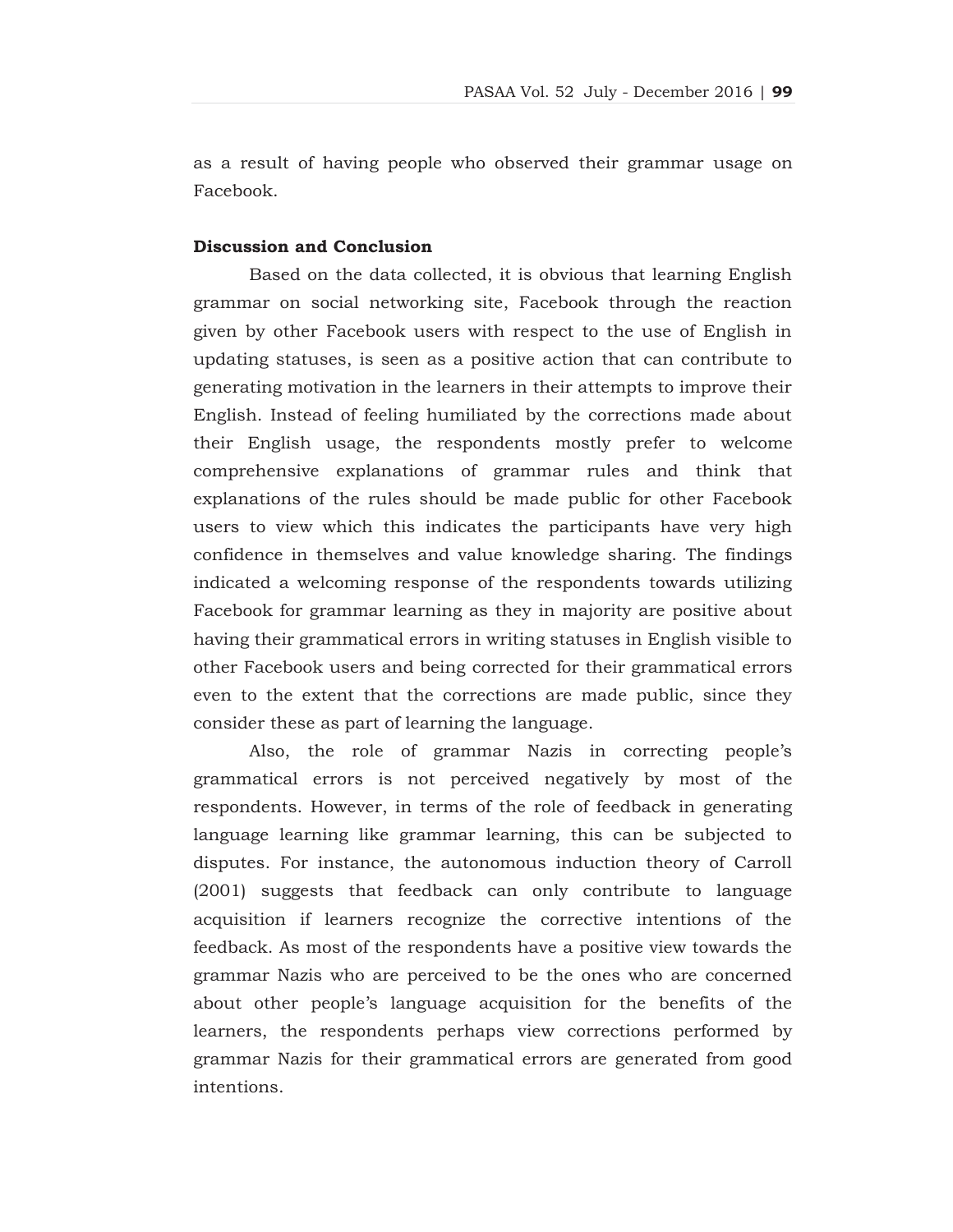as a result of having people who observed their grammar usage on Facebook.

**Discussion and Conclusion**

Based on the data collected, it is obvious that learning English grammar on social networking site, Facebook through the reaction given by other Facebook users with respect to the use of English in updating statuses, is seen as a positive action that can contribute to generating motivation in the learners in their attempts to improve their English. Instead of feeling humiliated by the corrections made about their English usage, the respondents mostly prefer to welcome comprehensive explanations of grammar rules and think that explanations of the rules should be made public for other Facebook users to view which this indicates the participants have very high confidence in themselves and value knowledge sharing. The findings indicated a welcoming response of the respondents towards utilizing Facebook for grammar learning as they in majority are positive about having their grammatical errors in writing statuses in English visible to other Facebook users and being corrected for their grammatical errors even to the extent that the corrections are made public, since they consider these as part of learning the language.

Also, the role of grammar Nazis in correcting people's grammatical errors is not perceived negatively by most of the respondents. However, in terms of the role of feedback in generating language learning like grammar learning, this can be subjected to disputes. For instance, the autonomous induction theory of Carroll (2001) suggests that feedback can only contribute to language acquisition if learners recognize the corrective intentions of the feedback. As most of the respondents have a positive view towards the grammar Nazis who are perceived to be the ones who are concerned about other people's language acquisition for the benefits of the learners, the respondents perhaps view corrections performed by grammar Nazis for their grammatical errors are generated from good intentions.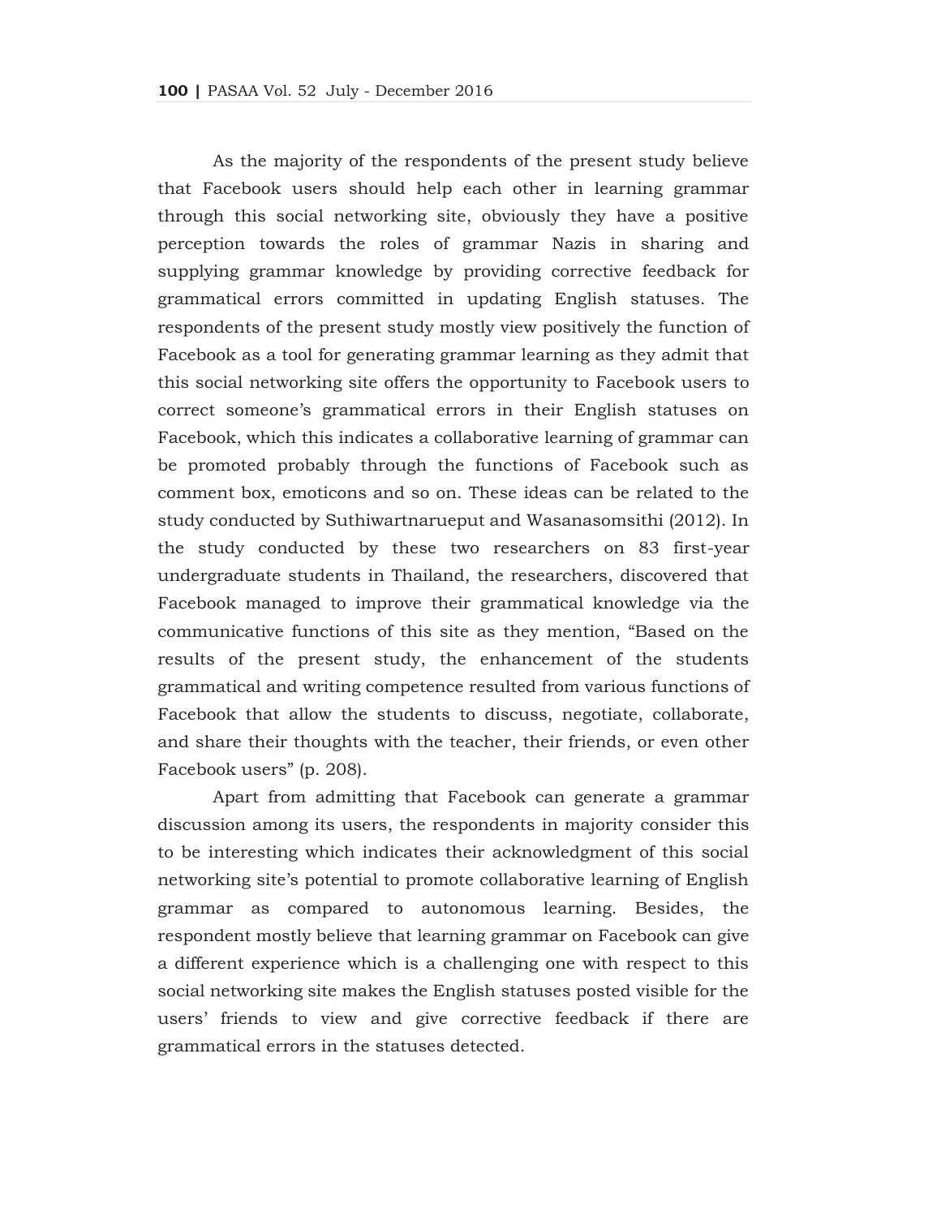As the majority of the respondents of the present study believe that Facebook users should help each other in learning grammar through this social networking site, obviously they have a positive perception towards the roles of grammar Nazis in sharing and supplying grammar knowledge by providing corrective feedback for grammatical errors committed in updating English statuses. The respondents of the present study mostly view positively the function of Facebook as a tool for generating grammar learning as they admit that this social networking site offers the opportunity to Facebook users to correct someone's grammatical errors in their English statuses on Facebook, which this indicates a collaborative learning of grammar can be promoted probably through the functions of Facebook such as comment box, emoticons and so on. These ideas can be related to the study conducted by Suthiwartnarueput and Wasanasomsithi (2012). In the study conducted by these two researchers on 83 first-year undergraduate students in Thailand, the researchers, discovered that Facebook managed to improve their grammatical knowledge via the communicative functions of this site as they mention, "Based on the results of the present study, the enhancement of the students grammatical and writing competence resulted from various functions of Facebook that allow the students to discuss, negotiate, collaborate, and share their thoughts with the teacher, their friends, or even other Facebook users" (p. 208).

Apart from admitting that Facebook can generate a grammar discussion among its users, the respondents in majority consider this to be interesting which indicates their acknowledgment of this social networking site's potential to promote collaborative learning of English grammar as compared to autonomous learning. Besides, the respondent mostly believe that learning grammar on Facebook can give a different experience which is a challenging one with respect to this social networking site makes the English statuses posted visible for the users' friends to view and give corrective feedback if there are grammatical errors in the statuses detected.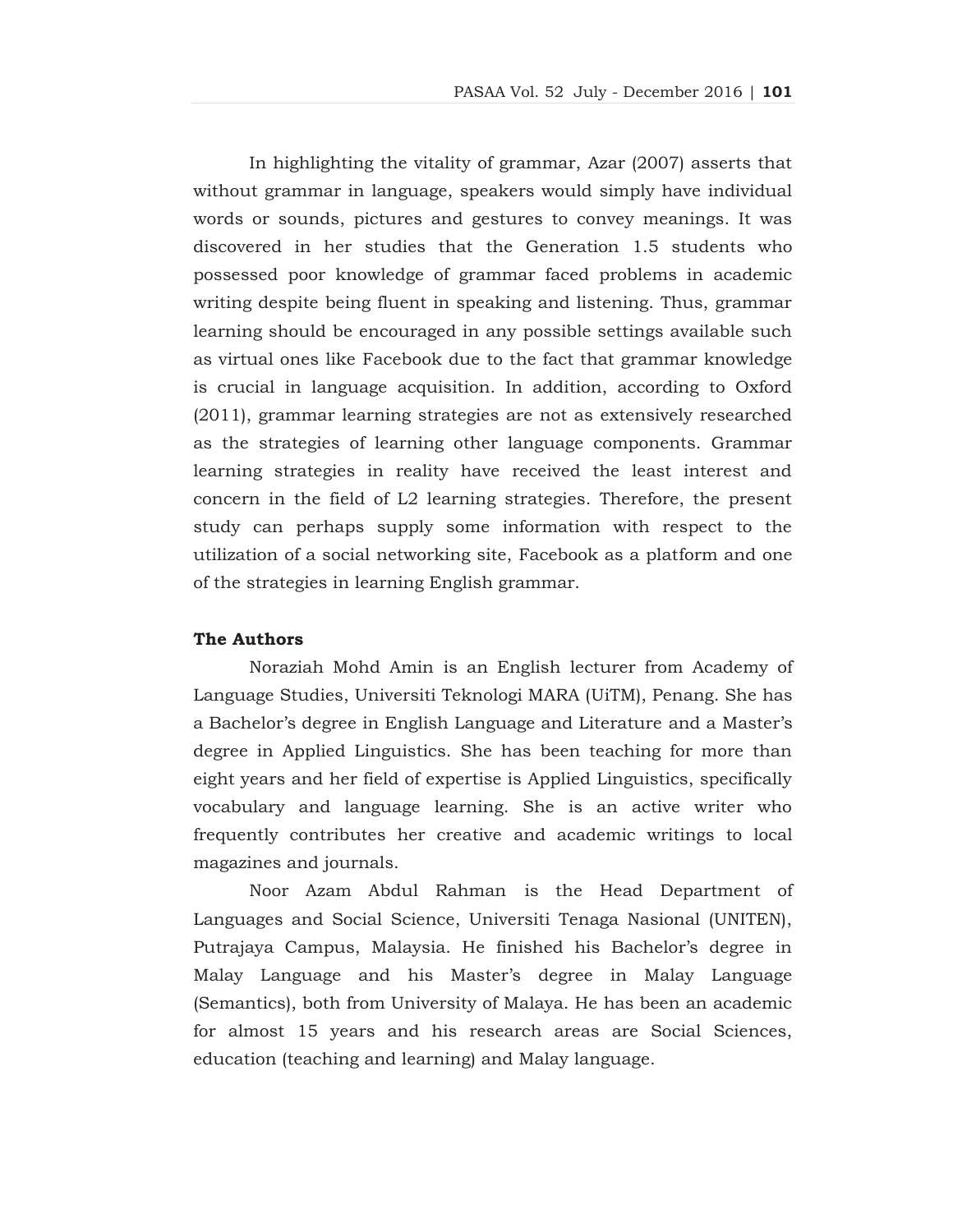In highlighting the vitality of grammar, Azar (2007) asserts that without grammar in language, speakers would simply have individual words or sounds, pictures and gestures to convey meanings. It was discovered in her studies that the Generation 1.5 students who possessed poor knowledge of grammar faced problems in academic writing despite being fluent in speaking and listening. Thus, grammar learning should be encouraged in any possible settings available such as virtual ones like Facebook due to the fact that grammar knowledge is crucial in language acquisition. In addition, according to Oxford (2011), grammar learning strategies are not as extensively researched as the strategies of learning other language components. Grammar learning strategies in reality have received the least interest and concern in the field of L2 learning strategies. Therefore, the present study can perhaps supply some information with respect to the utilization of a social networking site, Facebook as a platform and one of the strategies in learning English grammar.

## The Authors

Noraziah Mohd Amin is an English lecturer from Academy of Language Studies, Universiti Teknologi MARA (UiTM), Penang. She has a Bachelor's degree in English Language and Literature and a Master's degree in Applied Linguistics. She has been teaching for more than eight years and her field of expertise is Applied Linguistics, specifically vocabulary and language learning. She is an active writer who frequently contributes her creative and academic writings to local magazines and journals.

Noor Azam Abdul Rahman is the Head Department of Languages and Social Science, Universiti Tenaga Nasional (UNITEN), Putrajaya Campus, Malaysia. He finished his Bachelor's degree in Malay Language and his Master's degree in Malay Language (Semantics), both from University of Malaya. He has been an academic for almost 15 years and his research areas are Social Sciences, education (teaching and learning) and Malay language.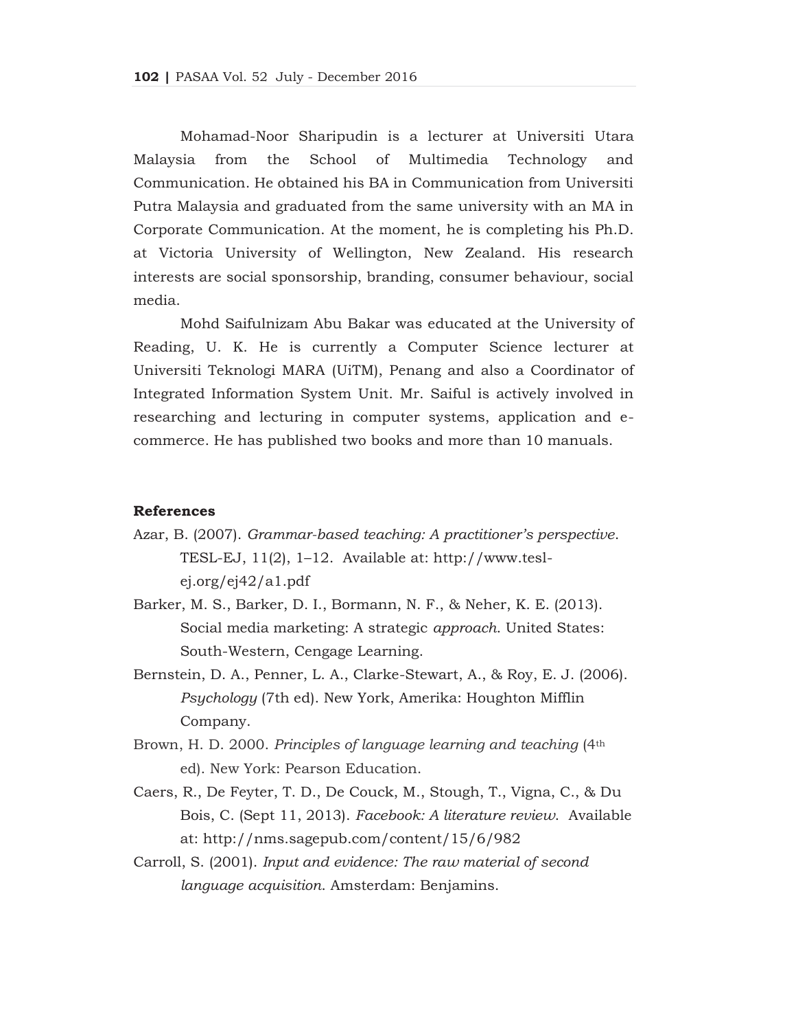Mohamad-Noor Sharipudin is a lecturer at Universiti Utara Malaysia from the School of Multimedia Technology and Communication. He obtained his BA in Communication from Universiti Putra Malaysia and graduated from the same university with an MA in Corporate Communication. At the moment, he is completing his Ph.D. at Victoria University of Wellington, New Zealand. His research interests are social sponsorship, branding, consumer behaviour, social media.

Mohd Saifulnizam Abu Bakar was educated at the University of Reading, U. K. He is currently a Computer Science lecturer at Universiti Teknologi MARA (UiTM), Penang and also a Coordinator of Integrated Information System Unit. Mr. Saiful is actively involved in researching and lecturing in computer systems, application and e-commerce. He has published two books and more than 10 manuals.

**References**

Azar, B. (2007). *Grammar-based teaching: A practitioner's perspective*. TESL-EJ, 11(2), 1–12. Available at: http://www.tesl-ej.org/ej42/a1.pdf

Barker, M. S., Barker, D. I., Bormann, N. F., & Neher, K. E. (2013). Social media marketing: A strategic *approach*. United States: South-Western, Cengage Learning.

Bernstein, D. A., Penner, L. A., Clarke-Stewart, A., & Roy, E. J. (2006). *Psychology* (7th ed). New York, Amerika: Houghton Mifflin Company.

Brown, H. D. 2000. *Principles of language learning and teaching* (4th ed). New York: Pearson Education.

Caers, R., De Feyter, T. D., De Couck, M., Stough, T., Vigna, C., & Du Bois, C. (Sept 11, 2013). *Facebook: A literature review*. Available at: http://nms.sagepub.com/content/15/6/982

Carroll, S. (2001). *Input and evidence: The raw material of second language acquisition*. Amsterdam: Benjamins.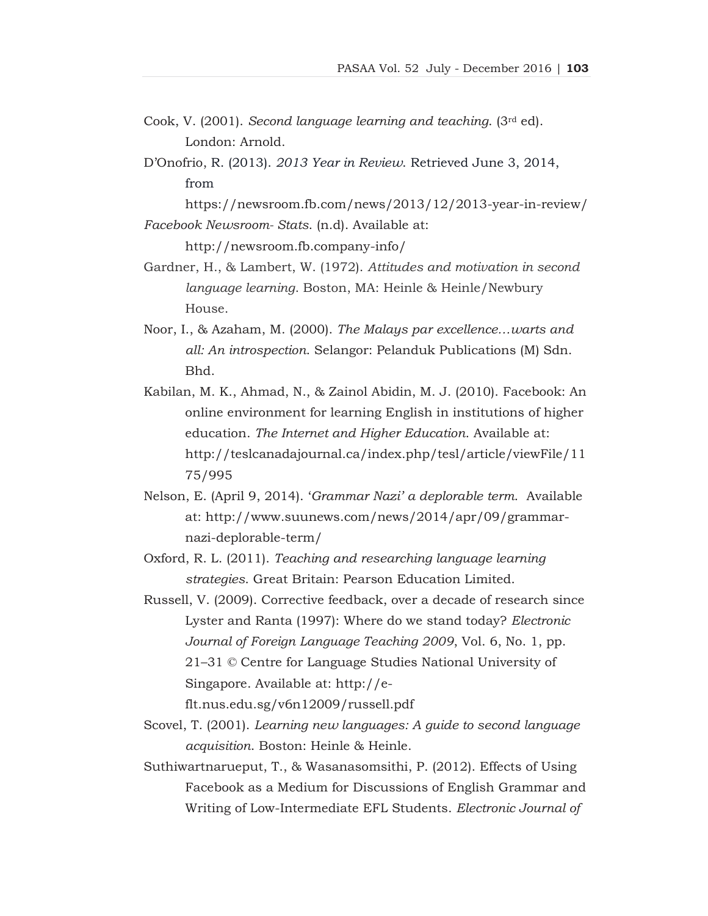Cook, V. (2001). *Second language learning and teaching*. (3rd ed). London: Arnold.

D'Onofrio, R. (2013). *2013 Year in Review*. Retrieved June 3, 2014, from https://newsroom.fb.com/news/2013/12/2013-year-in-review/

*Facebook Newsroom- Stats*. (n.d). Available at: http://newsroom.fb.company-info/

Gardner, H., & Lambert, W. (1972). *Attitudes and motivation in second language learning*. Boston, MA: Heinle & Heinle/Newbury House.

Noor, I., & Azaham, M. (2000). *The Malays par excellence…warts and all: An introspection*. Selangor: Pelanduk Publications (M) Sdn. Bhd.

Kabilan, M. K., Ahmad, N., & Zainol Abidin, M. J. (2010). Facebook: An online environment for learning English in institutions of higher education. *The Internet and Higher Education*. Available at: http://teslcanadajournal.ca/index.php/tesl/article/viewFile/1175/995

Nelson, E. (April 9, 2014). '*Grammar Nazi' a deplorable term*. Available at: http://www.suunews.com/news/2014/apr/09/grammar-nazi-deplorable-term/

Oxford, R. L. (2011). *Teaching and researching language learning strategies*. Great Britain: Pearson Education Limited.

Russell, V. (2009). Corrective feedback, over a decade of research since Lyster and Ranta (1997): Where do we stand today? *Electronic Journal of Foreign Language Teaching 2009*, Vol. 6, No. 1, pp. 21–31 © Centre for Language Studies National University of Singapore. Available at: http://e-flt.nus.edu.sg/v6n12009/russell.pdf

Scovel, T. (2001). *Learning new languages: A guide to second language acquisition*. Boston: Heinle & Heinle.

Suthiwartnarueput, T., & Wasanasomsithi, P. (2012). Effects of Using Facebook as a Medium for Discussions of English Grammar and Writing of Low-Intermediate EFL Students. *Electronic Journal of*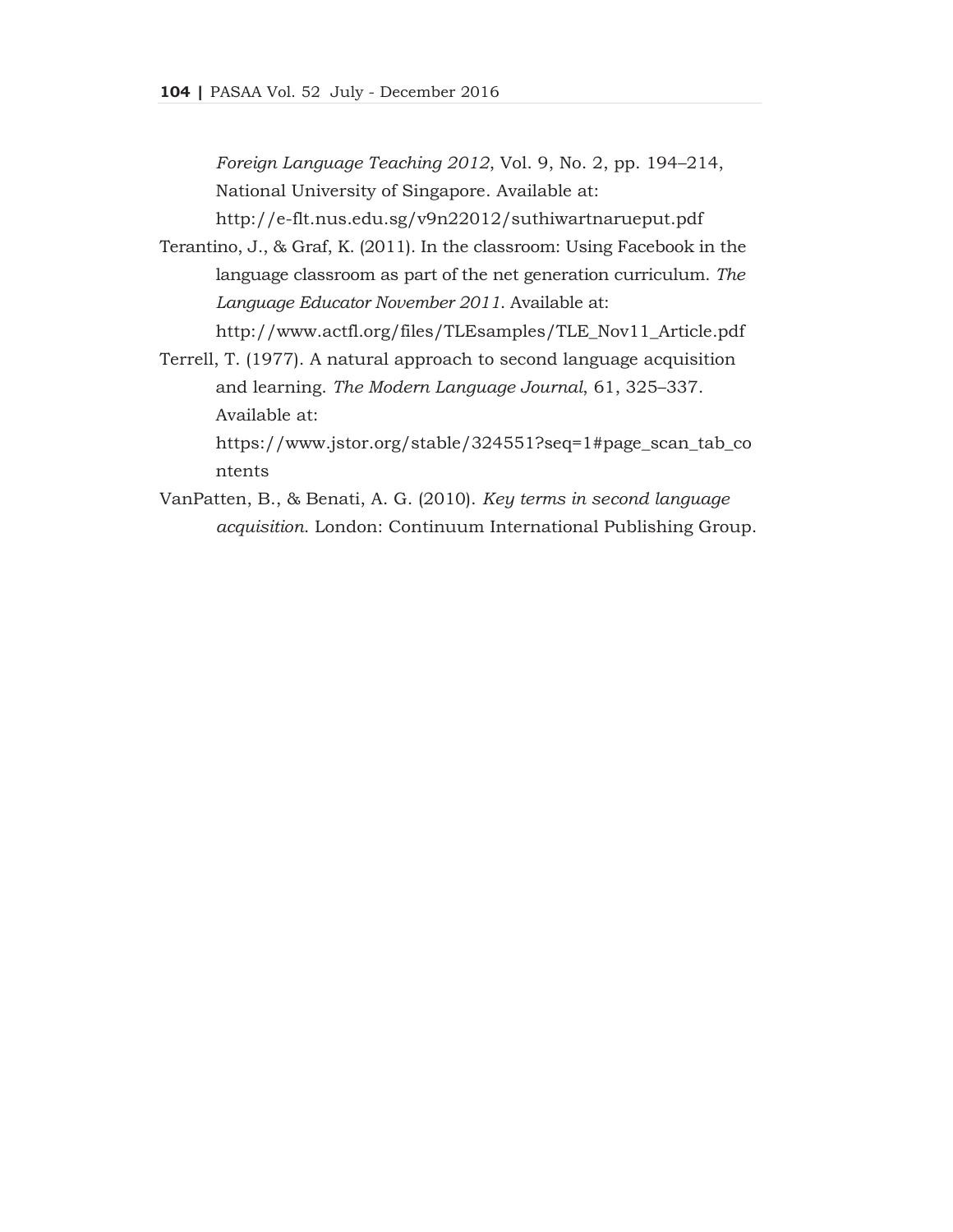*Foreign Language Teaching 2012*, Vol. 9, No. 2, pp. 194–214, National University of Singapore. Available at: http://e-flt.nus.edu.sg/v9n22012/suthiwartnarueput.pdf

Terantino, J., & Graf, K. (2011). In the classroom: Using Facebook in the language classroom as part of the net generation curriculum. *The Language Educator November 2011*. Available at: http://www.actfl.org/files/TLEsamples/TLE_Nov11_Article.pdf

Terrell, T. (1977). A natural approach to second language acquisition and learning. *The Modern Language Journal*, 61, 325–337. Available at: https://www.jstor.org/stable/324551?seq=1#page_scan_tab_contents

VanPatten, B., & Benati, A. G. (2010). *Key terms in second language acquisition*. London: Continuum International Publishing Group.